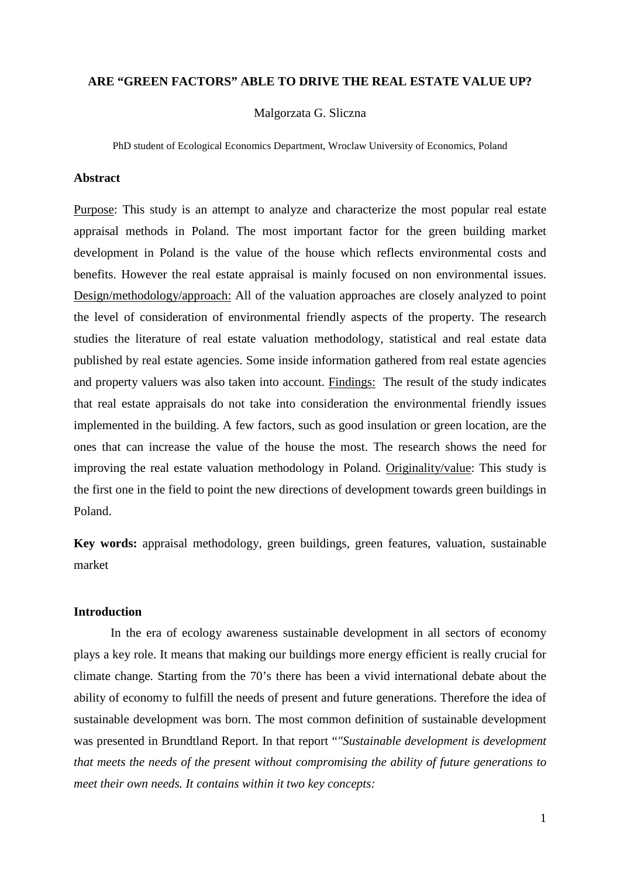# ARE "GREEN FACTORS" ABLE TO DRIVE THE REAL ESTATE VALUE UP?

Malgorzata G. Sliczna

PhD student of Ecological Economics Department, Wroclaw University of Economics, Poland

## Abstract

Purpose: This study is an attempt to analyze and characterize the most popular real estate appraisal methods in Poland. The most important factor for the green building market development in Poland is the value of the house which reflects environmental costs and benefits. However the real estate appraisal is mainly focused on non environmental issues. Design/methodology/approach: All of the valuation approaches are closely analyzed to point the level of consideration of environmental friendly aspects of the property. The research studies the literature of real estate valuation methodology, statistical and real estate data published by real estate agencies. Some inside information gathered from real estate agencies and property valuers was also taken into account. Findings: The result of the study indicates that real estate appraisals do not take into consideration the environmental friendly issues implemented in the building. A few factors, such as good insulation or green location, are the ones that can increase the value of the house the most. The research shows the need for improving the real estate valuation methodology in Poland. Originality/value: This study is the first one in the field to point the new directions of development towards green buildings in Poland.

**Key words:** appraisal methodology, green buildings, green features, valuation, sustainable market

## Introduction

In the era of ecology awareness sustainable development in all sectors of economy plays a key role. It means that making our buildings more energy efficient is really crucial for climate change. Starting from the 70's there has been a vivid international debate about the ability of economy to fulfill the needs of present and future generations. Therefore the idea of sustainable development was born. The most common definition of sustainable development was presented in Brundtland Report. In that report "*"Sustainable development is development that meets the needs of the present without compromising the ability of future generations to meet their own needs. It contains within it two key concepts:*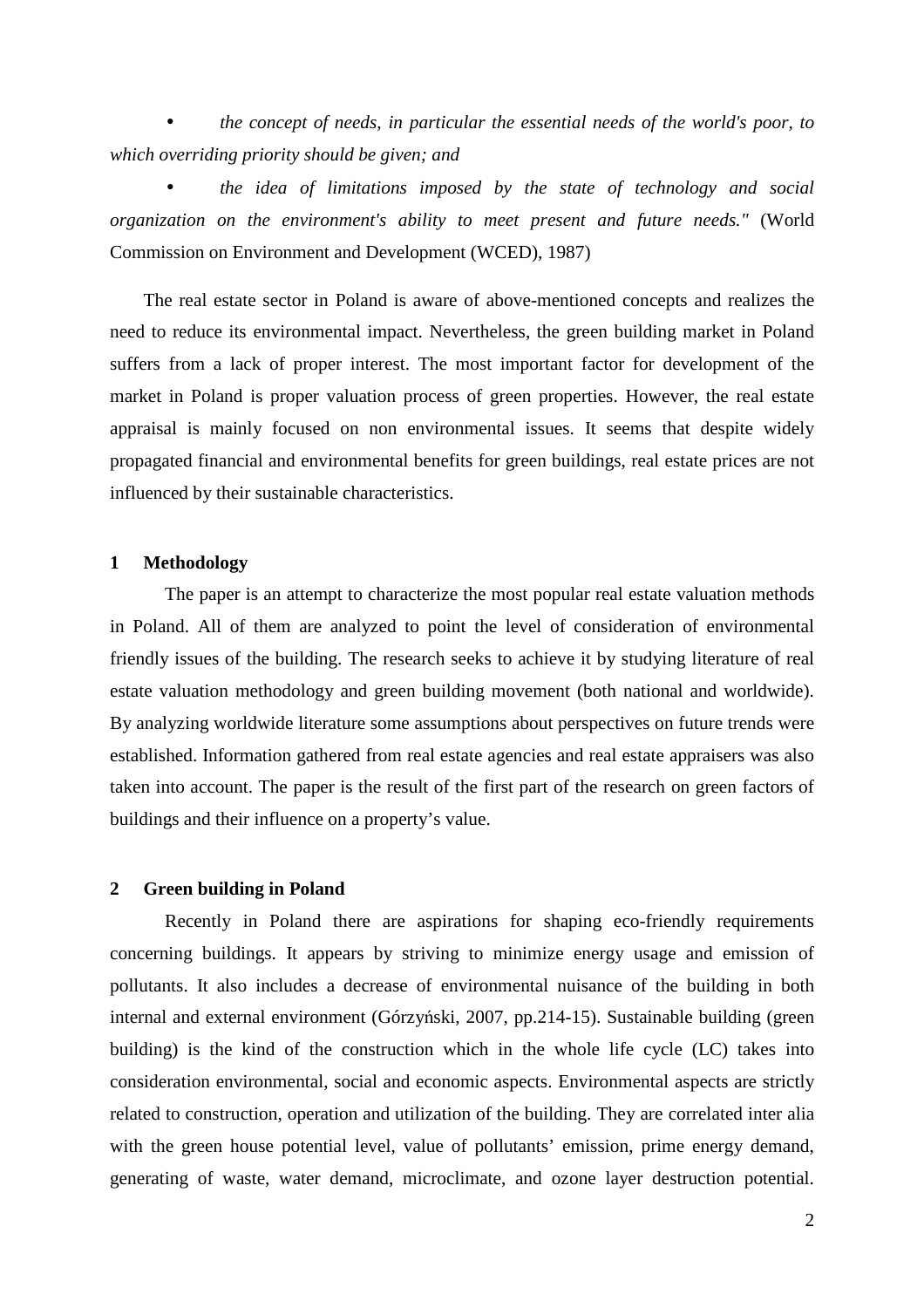- *the concept of needs, in particular the essential needs of the world's poor, to which overriding priority should be given; and*

- *the idea of limitations imposed by the state of technology and social organization on the environment's ability to meet present and future needs."* (World Commission on Environment and Development (WCED), 1987)

The real estate sector in Poland is aware of above-mentioned concepts and realizes the need to reduce its environmental impact. Nevertheless, the green building market in Poland suffers from a lack of proper interest. The most important factor for development of the market in Poland is proper valuation process of green properties. However, the real estate appraisal is mainly focused on non environmental issues. It seems that despite widely propagated financial and environmental benefits for green buildings, real estate prices are not influenced by their sustainable characteristics.

## 1 Methodology

The paper is an attempt to characterize the most popular real estate valuation methods in Poland. All of them are analyzed to point the level of consideration of environmental friendly issues of the building. The research seeks to achieve it by studying literature of real estate valuation methodology and green building movement (both national and worldwide). By analyzing worldwide literature some assumptions about perspectives on future trends were established. Information gathered from real estate agencies and real estate appraisers was also taken into account. The paper is the result of the first part of the research on green factors of buildings and their influence on a property's value.

## 2 Green building in Poland

Recently in Poland there are aspirations for shaping eco-friendly requirements concerning buildings. It appears by striving to minimize energy usage and emission of pollutants. It also includes a decrease of environmental nuisance of the building in both internal and external environment (Górzyński, 2007, pp.214-15). Sustainable building (green building) is the kind of the construction which in the whole life cycle (LC) takes into consideration environmental, social and economic aspects. Environmental aspects are strictly related to construction, operation and utilization of the building. They are correlated inter alia with the green house potential level, value of pollutants' emission, prime energy demand, generating of waste, water demand, microclimate, and ozone layer destruction potential.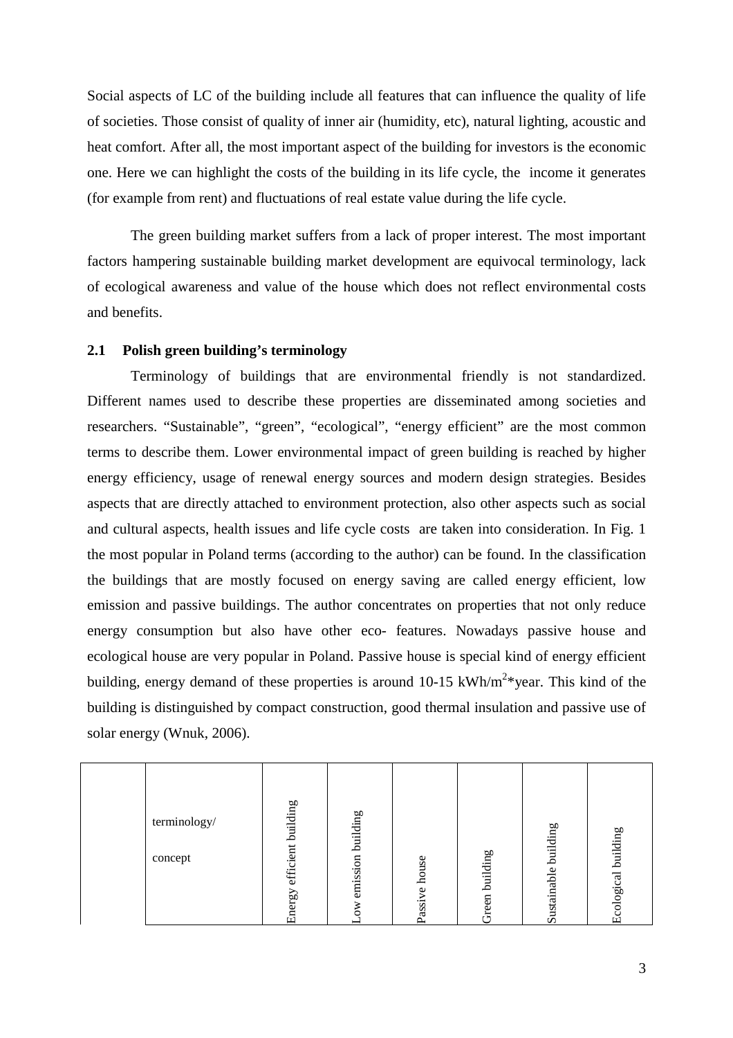Social aspects of LC of the building include all features that can influence the quality of life of societies. Those consist of quality of inner air (humidity, etc), natural lighting, acoustic and heat comfort. After all, the most important aspect of the building for investors is the economic one. Here we can highlight the costs of the building in its life cycle, the income it generates (for example from rent) and fluctuations of real estate value during the life cycle.

The green building market suffers from a lack of proper interest. The most important factors hampering sustainable building market development are equivocal terminology, lack of ecological awareness and value of the house which does not reflect environmental costs and benefits.

## 2.1 Polish green building's terminology

Terminology of buildings that are environmental friendly is not standardized. Different names used to describe these properties are disseminated among societies and researchers. "Sustainable", "green", "ecological", "energy efficient" are the most common terms to describe them. Lower environmental impact of green building is reached by higher energy efficiency, usage of renewal energy sources and modern design strategies. Besides aspects that are directly attached to environment protection, also other aspects such as social and cultural aspects, health issues and life cycle costs are taken into consideration. In Fig. 1 the most popular in Poland terms (according to the author) can be found. In the classification the buildings that are mostly focused on energy saving are called energy efficient, low emission and passive buildings. The author concentrates on properties that not only reduce energy consumption but also have other eco- features. Nowadays passive house and ecological house are very popular in Poland. Passive house is special kind of energy efficient building, energy demand of these properties is around 10-15 kWh/m$^2$*year. This kind of the building is distinguished by compact construction, good thermal insulation and passive use of solar energy (Wnuk, 2006).

| | terminology/ concept | Energy efficient building | Low emission building | Passive house | Green building | Sustainable building | Ecological building |
|---|---|---|---|---|---|---|---|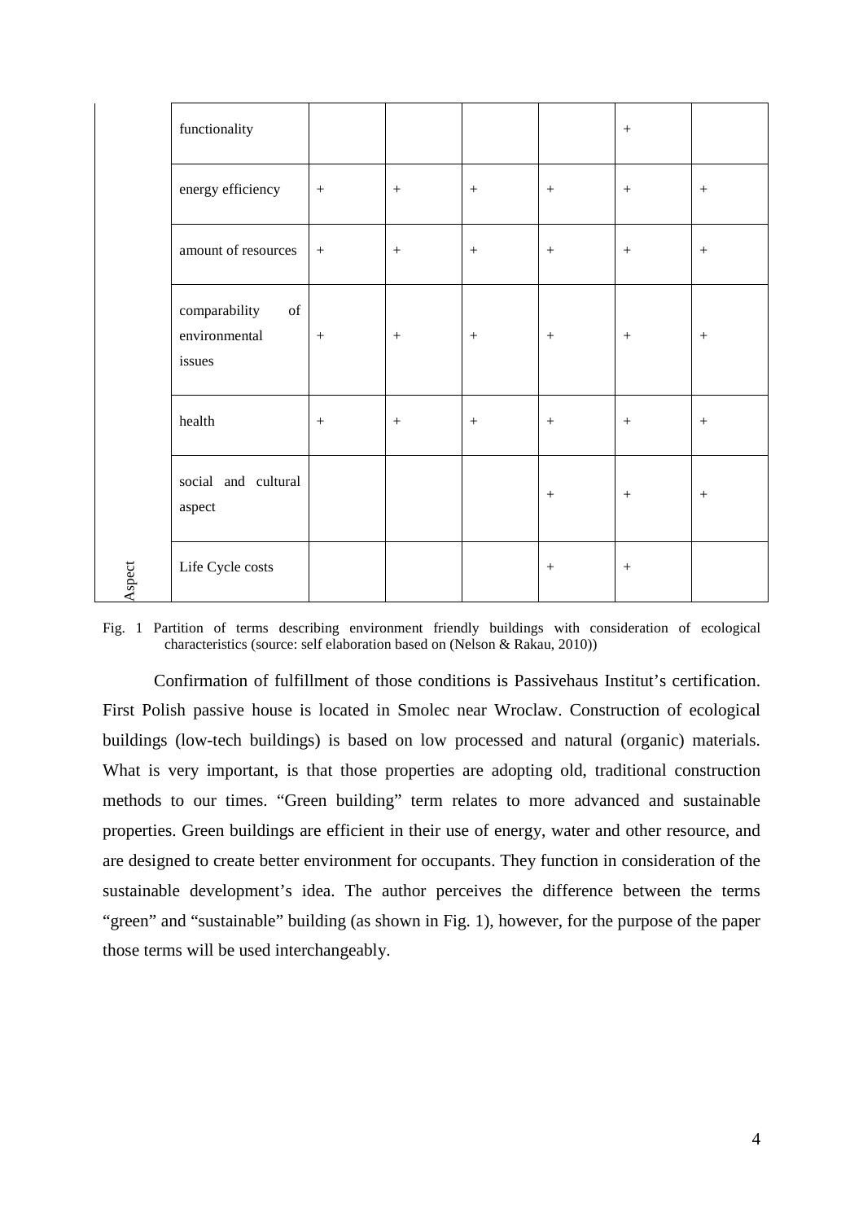| | | | | | | | |
|---|---|---|---|---|---|---|---|
| | functionality | | | | | + | |
| | energy efficiency | + | + | + | + | + | + |
| | amount of resources | + | + | + | + | + | + |
| | comparability of environmental issues | + | + | + | + | + | + |
| | health | + | + | + | + | + | + |
| | social and cultural aspect | | | | + | + | + |
| Aspect | Life Cycle costs | | | | + | + | |

Fig. 1 Partition of terms describing environment friendly buildings with consideration of ecological characteristics (source: self elaboration based on (Nelson & Rakau, 2010))

Confirmation of fulfillment of those conditions is Passivehaus Institut's certification. First Polish passive house is located in Smolec near Wroclaw. Construction of ecological buildings (low-tech buildings) is based on low processed and natural (organic) materials. What is very important, is that those properties are adopting old, traditional construction methods to our times. "Green building" term relates to more advanced and sustainable properties. Green buildings are efficient in their use of energy, water and other resource, and are designed to create better environment for occupants. They function in consideration of the sustainable development's idea. The author perceives the difference between the terms "green" and "sustainable" building (as shown in Fig. 1), however, for the purpose of the paper those terms will be used interchangeably.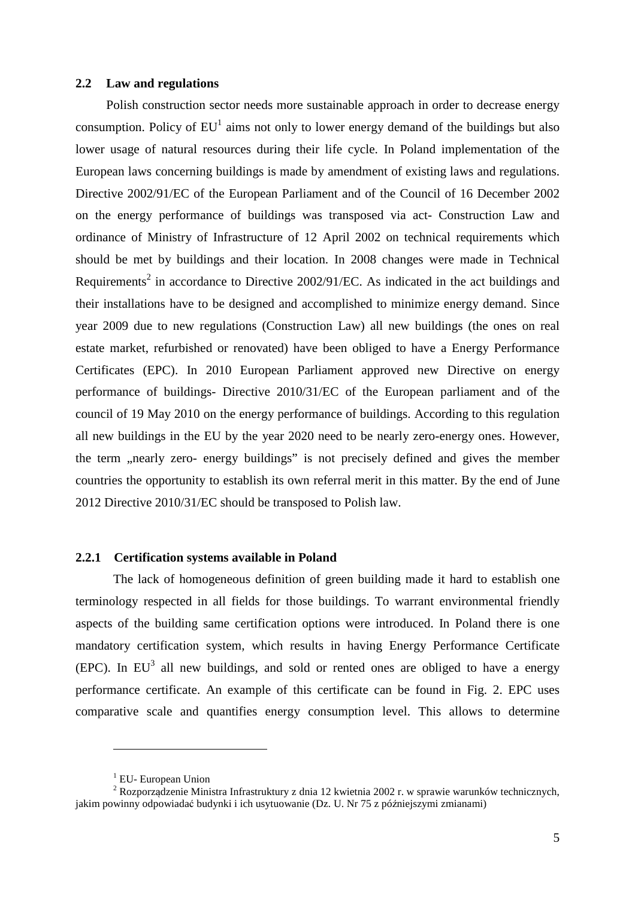### 2.2 Law and regulations

Polish construction sector needs more sustainable approach in order to decrease energy consumption. Policy of EU[1] aims not only to lower energy demand of the buildings but also lower usage of natural resources during their life cycle. In Poland implementation of the European laws concerning buildings is made by amendment of existing laws and regulations. Directive 2002/91/EC of the European Parliament and of the Council of 16 December 2002 on the energy performance of buildings was transposed via act- Construction Law and ordinance of Ministry of Infrastructure of 12 April 2002 on technical requirements which should be met by buildings and their location. In 2008 changes were made in Technical Requirements[2] in accordance to Directive 2002/91/EC. As indicated in the act buildings and their installations have to be designed and accomplished to minimize energy demand. Since year 2009 due to new regulations (Construction Law) all new buildings (the ones on real estate market, refurbished or renovated) have been obliged to have a Energy Performance Certificates (EPC). In 2010 European Parliament approved new Directive on energy performance of buildings- Directive 2010/31/EC of the European parliament and of the council of 19 May 2010 on the energy performance of buildings. According to this regulation all new buildings in the EU by the year 2020 need to be nearly zero-energy ones. However, the term „nearly zero- energy buildings" is not precisely defined and gives the member countries the opportunity to establish its own referral merit in this matter. By the end of June 2012 Directive 2010/31/EC should be transposed to Polish law.

#### 2.2.1 Certification systems available in Poland

The lack of homogeneous definition of green building made it hard to establish one terminology respected in all fields for those buildings. To warrant environmental friendly aspects of the building same certification options were introduced. In Poland there is one mandatory certification system, which results in having Energy Performance Certificate (EPC). In EU[3] all new buildings, and sold or rented ones are obliged to have a energy performance certificate. An example of this certificate can be found in Fig. 2. EPC uses comparative scale and quantifies energy consumption level. This allows to determine

---

[1] EU- European Union

[2] Rozporządzenie Ministra Infrastruktury z dnia 12 kwietnia 2002 r. w sprawie warunków technicznych, jakim powinny odpowiadać budynki i ich usytuowanie (Dz. U. Nr 75 z późniejszymi zmianami)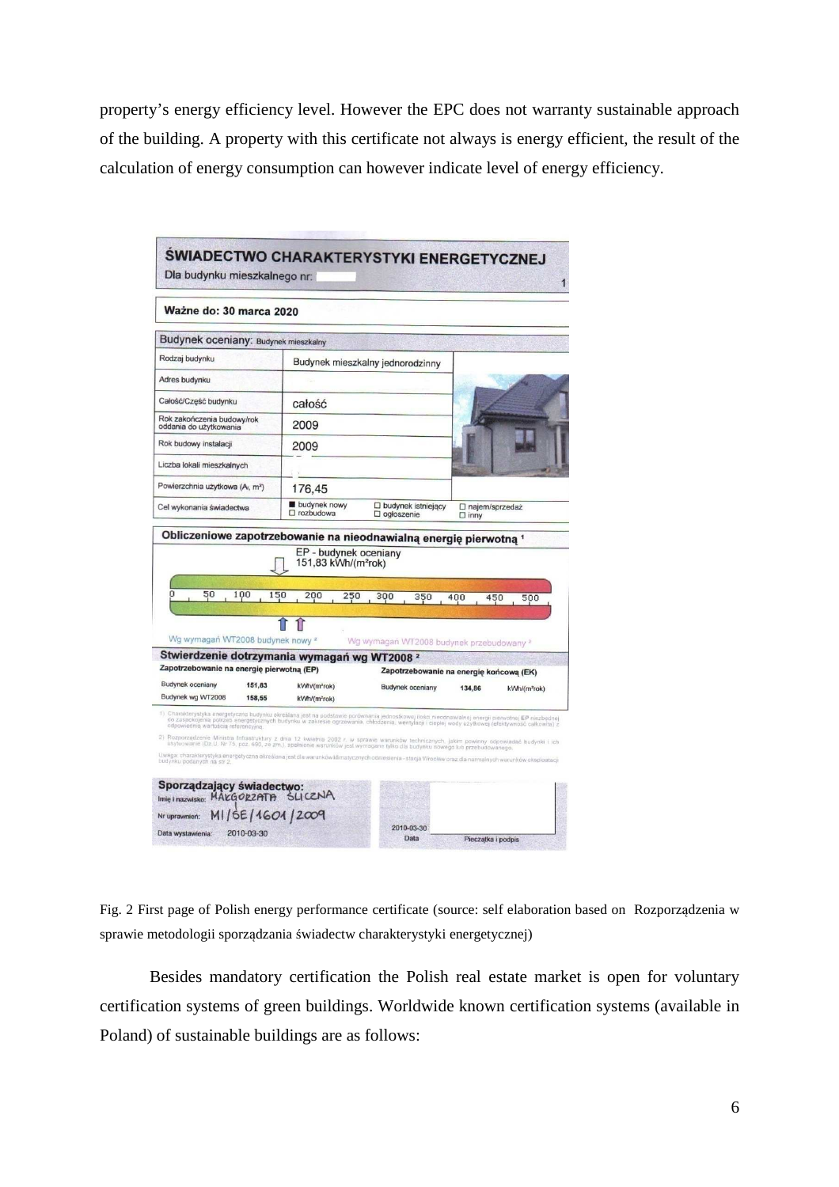property's energy efficiency level. However the EPC does not warranty sustainable approach of the building. A property with this certificate not always is energy efficient, the result of the calculation of energy consumption can however indicate level of energy efficiency.

**ŚWIADECTWO CHARAKTERYSTYKI ENERGETYCZNEJ**

Dla budynku mieszkalnego nr:

**Ważne do: 30 marca 2020**

| Budynek oceniany: Budynek mieszkalny | |
|---|---|
| Rodzaj budynku | Budynek mieszkalny jednorodzinny |
| Adres budynku | |
| Całość/Część budynku | całość |
| Rok zakończenia budowy/rok oddania do użytkowania | 2009 |
| Rok budowy instalacji | 2009 |
| Liczba lokali mieszkalnych | |
| Powierzchnia użytkowa ($A_f$, m²) | 176,45 |
| Cel wykonania świadectwa | ■ budynek nowy □ rozbudowa □ budynek istniejący □ ogłoszenie □ najem/sprzedaż □ inny |

**Obliczeniowe zapotrzebowanie na nieodnawialną energię pierwotną** [1]

EP - budynek oceniany 151,83 kWh/(m²rok)

0 50 100 150 200 250 300 350 400 450 500

Wg wymagań WT2008 budynek nowy [2] Wg wymagań WT2008 budynek przebudowany [2]

**Stwierdzenie dotrzymania wymagań wg WT2008** [2]

| Zapotrzebowanie na energię pierwotną (EP) | | | Zapotrzebowanie na energię końcową (EK) | | |
|---|---|---|---|---|---|
| Budynek oceniany | 151,83 | kWh/(m²rok) | Budynek oceniany | 134,86 | kWh/(m²rok) |
| Budynek wg WT2008 | 158,55 | kWh/(m²rok) | | | |

**Sporządzający świadectwo:**

Imię i nazwisko: MAŁGORZATA ŚLICZNA

Nr uprawnień: MI/SE/1601/2009

Data wystawienia: 2010-03-30

2010-03-30 Data Pieczątka i podpis

Fig. 2 First page of Polish energy performance certificate (source: self elaboration based on Rozporządzenia w sprawie metodologii sporządzania świadectw charakterystyki energetycznej)

Besides mandatory certification the Polish real estate market is open for voluntary certification systems of green buildings. Worldwide known certification systems (available in Poland) of sustainable buildings are as follows: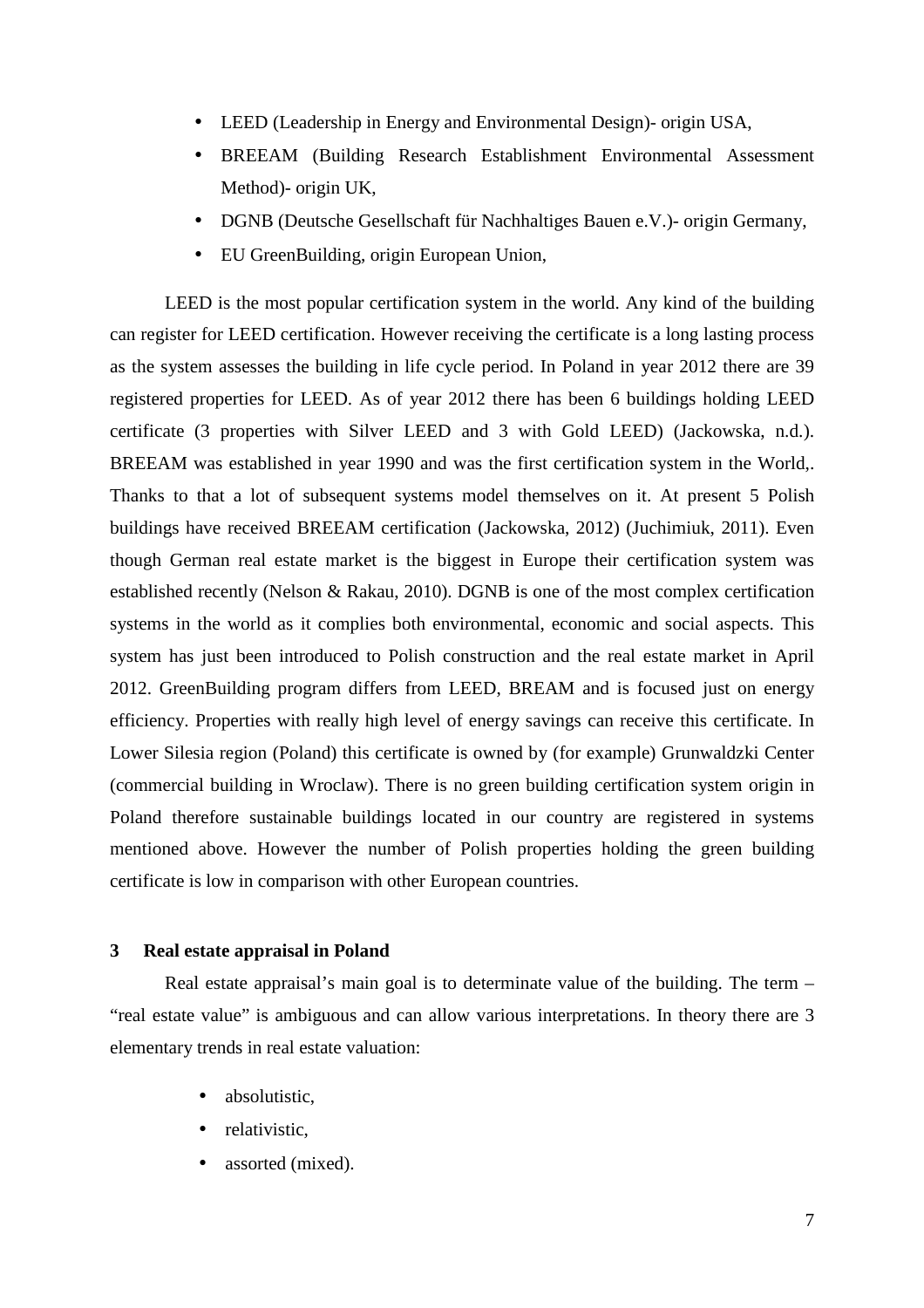- LEED (Leadership in Energy and Environmental Design)- origin USA,
- BREEAM (Building Research Establishment Environmental Assessment Method)- origin UK,
- DGNB (Deutsche Gesellschaft für Nachhaltiges Bauen e.V.)- origin Germany,
- EU GreenBuilding, origin European Union,

LEED is the most popular certification system in the world. Any kind of the building can register for LEED certification. However receiving the certificate is a long lasting process as the system assesses the building in life cycle period. In Poland in year 2012 there are 39 registered properties for LEED. As of year 2012 there has been 6 buildings holding LEED certificate (3 properties with Silver LEED and 3 with Gold LEED) (Jackowska, n.d.). BREEAM was established in year 1990 and was the first certification system in the World,. Thanks to that a lot of subsequent systems model themselves on it. At present 5 Polish buildings have received BREEAM certification (Jackowska, 2012) (Juchimiuk, 2011). Even though German real estate market is the biggest in Europe their certification system was established recently (Nelson & Rakau, 2010). DGNB is one of the most complex certification systems in the world as it complies both environmental, economic and social aspects. This system has just been introduced to Polish construction and the real estate market in April 2012. GreenBuilding program differs from LEED, BREAM and is focused just on energy efficiency. Properties with really high level of energy savings can receive this certificate. In Lower Silesia region (Poland) this certificate is owned by (for example) Grunwaldzki Center (commercial building in Wroclaw). There is no green building certification system origin in Poland therefore sustainable buildings located in our country are registered in systems mentioned above. However the number of Polish properties holding the green building certificate is low in comparison with other European countries.

## 3 Real estate appraisal in Poland

Real estate appraisal's main goal is to determinate value of the building. The term – "real estate value" is ambiguous and can allow various interpretations. In theory there are 3 elementary trends in real estate valuation:

- absolutistic,
- relativistic,
- assorted (mixed).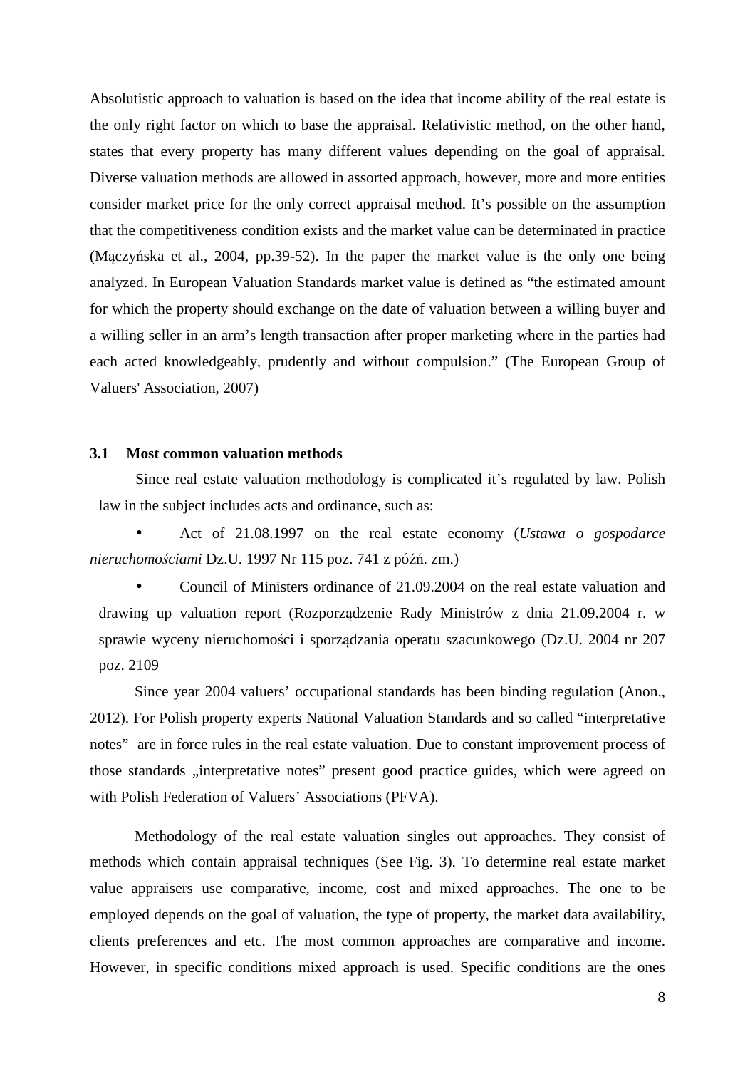Absolutistic approach to valuation is based on the idea that income ability of the real estate is the only right factor on which to base the appraisal. Relativistic method, on the other hand, states that every property has many different values depending on the goal of appraisal. Diverse valuation methods are allowed in assorted approach, however, more and more entities consider market price for the only correct appraisal method. It's possible on the assumption that the competitiveness condition exists and the market value can be determinated in practice (Mączyńska et al., 2004, pp.39-52). In the paper the market value is the only one being analyzed. In European Valuation Standards market value is defined as "the estimated amount for which the property should exchange on the date of valuation between a willing buyer and a willing seller in an arm's length transaction after proper marketing where in the parties had each acted knowledgeably, prudently and without compulsion." (The European Group of Valuers' Association, 2007)

### 3.1 Most common valuation methods

Since real estate valuation methodology is complicated it's regulated by law. Polish law in the subject includes acts and ordinance, such as:

- Act of 21.08.1997 on the real estate economy (*Ustawa o gospodarce nieruchomościami* Dz.U. 1997 Nr 115 poz. 741 z późń. zm.)
- Council of Ministers ordinance of 21.09.2004 on the real estate valuation and drawing up valuation report (Rozporządzenie Rady Ministrów z dnia 21.09.2004 r. w sprawie wyceny nieruchomości i sporządzania operatu szacunkowego (Dz.U. 2004 nr 207 poz. 2109

Since year 2004 valuers' occupational standards has been binding regulation (Anon., 2012). For Polish property experts National Valuation Standards and so called "interpretative notes" are in force rules in the real estate valuation. Due to constant improvement process of those standards „interpretative notes" present good practice guides, which were agreed on with Polish Federation of Valuers' Associations (PFVA).

Methodology of the real estate valuation singles out approaches. They consist of methods which contain appraisal techniques (See Fig. 3). To determine real estate market value appraisers use comparative, income, cost and mixed approaches. The one to be employed depends on the goal of valuation, the type of property, the market data availability, clients preferences and etc. The most common approaches are comparative and income. However, in specific conditions mixed approach is used. Specific conditions are the ones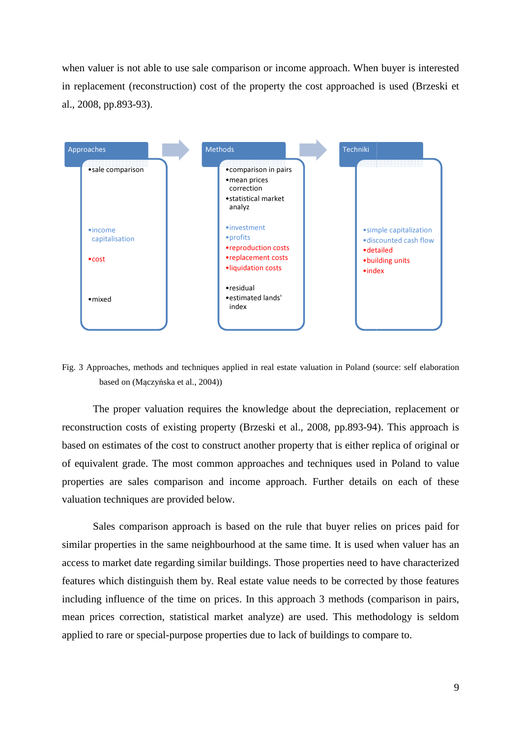when valuer is not able to use sale comparison or income approach. When buyer is interested in replacement (reconstruction) cost of the property the cost approached is used (Brzeski et al., 2008, pp.893-93).

| Approaches | Methods | Techniki |
|---|---|---|
| • sale comparison | • comparison in pairs<br>• mean prices correction<br>• statistical market analyz | |
| • income capitalisation | • investment<br>• profits | • simple capitalization<br>• discounted cash flow |
| • cost | • reproduction costs<br>• replacement costs<br>• liquidation costs | • detailed<br>• building units<br>• index |
| • mixed | • residual<br>• estimated lands' index | |

Fig. 3 Approaches, methods and techniques applied in real estate valuation in Poland (source: self elaboration based on (Mączyńska et al., 2004))

The proper valuation requires the knowledge about the depreciation, replacement or reconstruction costs of existing property (Brzeski et al., 2008, pp.893-94). This approach is based on estimates of the cost to construct another property that is either replica of original or of equivalent grade. The most common approaches and techniques used in Poland to value properties are sales comparison and income approach. Further details on each of these valuation techniques are provided below.

Sales comparison approach is based on the rule that buyer relies on prices paid for similar properties in the same neighbourhood at the same time. It is used when valuer has an access to market date regarding similar buildings. Those properties need to have characterized features which distinguish them by. Real estate value needs to be corrected by those features including influence of the time on prices. In this approach 3 methods (comparison in pairs, mean prices correction, statistical market analyze) are used. This methodology is seldom applied to rare or special-purpose properties due to lack of buildings to compare to.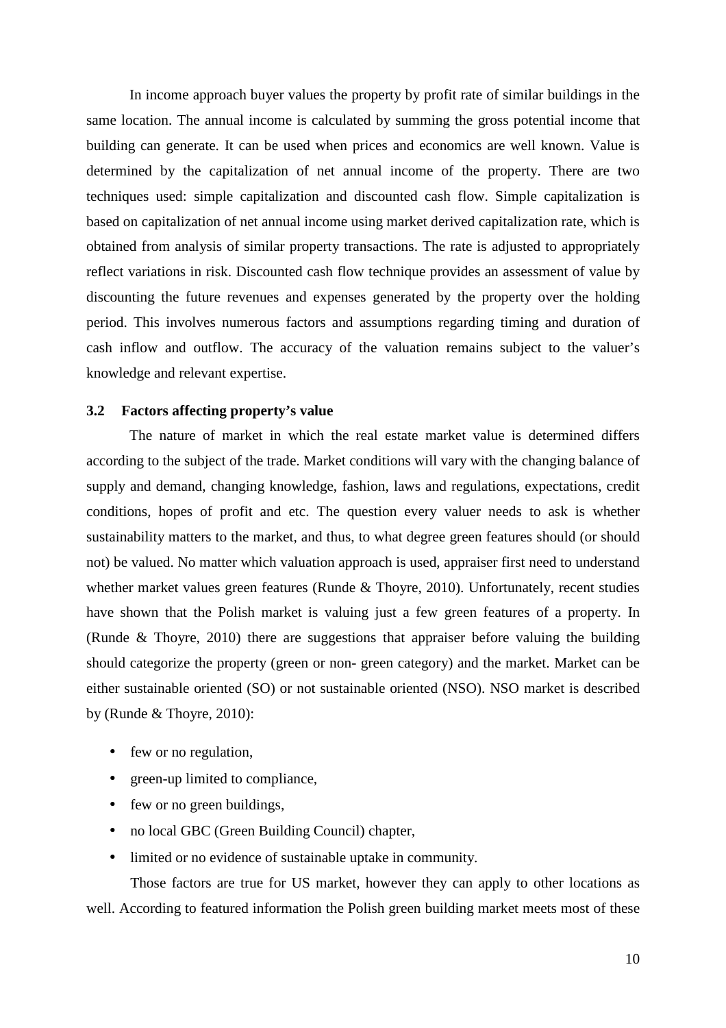In income approach buyer values the property by profit rate of similar buildings in the same location. The annual income is calculated by summing the gross potential income that building can generate. It can be used when prices and economics are well known. Value is determined by the capitalization of net annual income of the property. There are two techniques used: simple capitalization and discounted cash flow. Simple capitalization is based on capitalization of net annual income using market derived capitalization rate, which is obtained from analysis of similar property transactions. The rate is adjusted to appropriately reflect variations in risk. Discounted cash flow technique provides an assessment of value by discounting the future revenues and expenses generated by the property over the holding period. This involves numerous factors and assumptions regarding timing and duration of cash inflow and outflow. The accuracy of the valuation remains subject to the valuer's knowledge and relevant expertise.

### 3.2 Factors affecting property's value

The nature of market in which the real estate market value is determined differs according to the subject of the trade. Market conditions will vary with the changing balance of supply and demand, changing knowledge, fashion, laws and regulations, expectations, credit conditions, hopes of profit and etc. The question every valuer needs to ask is whether sustainability matters to the market, and thus, to what degree green features should (or should not) be valued. No matter which valuation approach is used, appraiser first need to understand whether market values green features (Runde & Thoyre, 2010). Unfortunately, recent studies have shown that the Polish market is valuing just a few green features of a property. In (Runde & Thoyre, 2010) there are suggestions that appraiser before valuing the building should categorize the property (green or non- green category) and the market. Market can be either sustainable oriented (SO) or not sustainable oriented (NSO). NSO market is described by (Runde & Thoyre, 2010):

- few or no regulation,
- green-up limited to compliance,
- few or no green buildings,
- no local GBC (Green Building Council) chapter,
- limited or no evidence of sustainable uptake in community.

Those factors are true for US market, however they can apply to other locations as well. According to featured information the Polish green building market meets most of these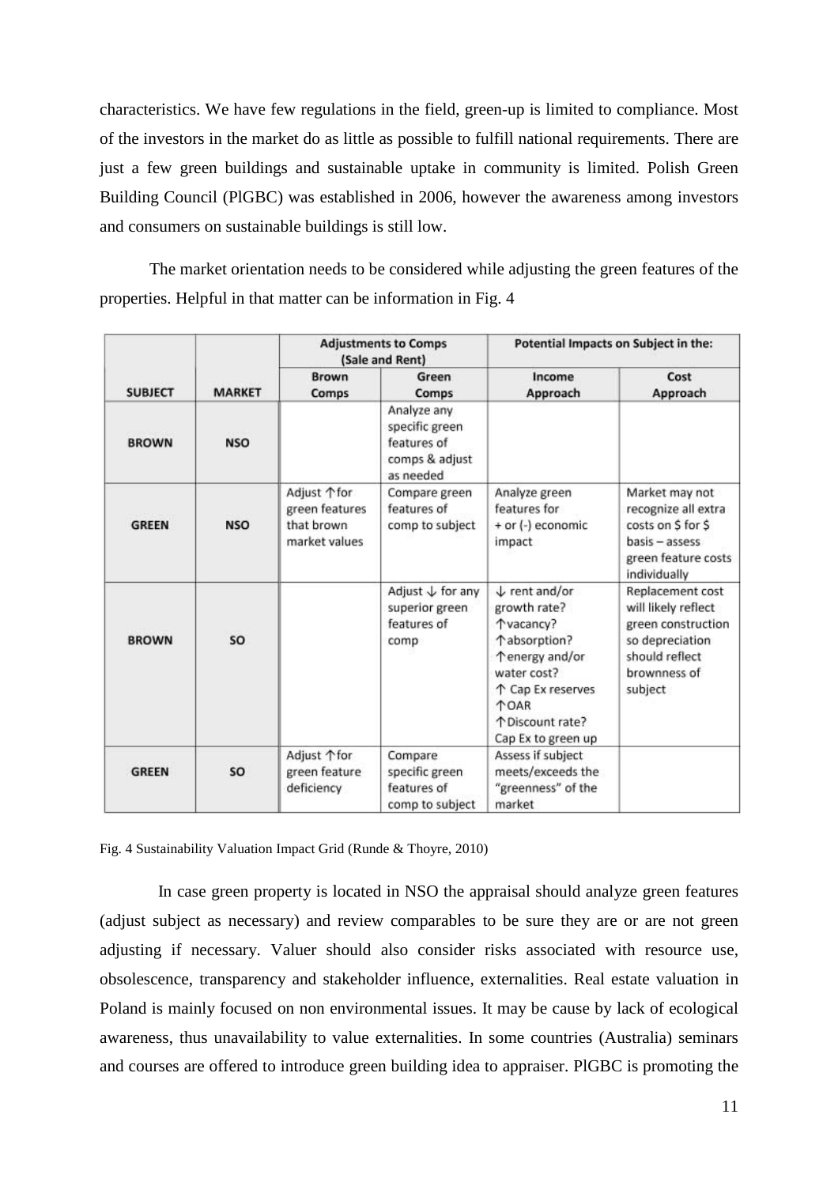characteristics. We have few regulations in the field, green-up is limited to compliance. Most of the investors in the market do as little as possible to fulfill national requirements. There are just a few green buildings and sustainable uptake in community is limited. Polish Green Building Council (PlGBC) was established in 2006, however the awareness among investors and consumers on sustainable buildings is still low.

The market orientation needs to be considered while adjusting the green features of the properties. Helpful in that matter can be information in Fig. 4

| | | Adjustments to Comps (Sale and Rent) | | Potential Impacts on Subject in the: | |
|---|---|---|---|---|---|
| SUBJECT | MARKET | Brown Comps | Green Comps | Income Approach | Cost Approach |
| BROWN | NSO | | Analyze any specific green features of comps & adjust as needed | | |
| GREEN | NSO | Adjust ↑for green features that brown market values | Compare green features of comp to subject | Analyze green features for + or (-) economic impact | Market may not recognize all extra costs on $ for $ basis – assess green feature costs individually |
| BROWN | SO | | Adjust ↓ for any superior green features of comp | ↓ rent and/or growth rate? ↑vacancy? ↑absorption? ↑energy and/or water cost? ↑ Cap Ex reserves ↑OAR ↑Discount rate? Cap Ex to green up | Replacement cost will likely reflect green construction so depreciation should reflect brownness of subject |
| GREEN | SO | Adjust ↑for green feature deficiency | Compare specific green features of comp to subject | Assess if subject meets/exceeds the "greenness" of the market | |

Fig. 4 Sustainability Valuation Impact Grid (Runde & Thoyre, 2010)

In case green property is located in NSO the appraisal should analyze green features (adjust subject as necessary) and review comparables to be sure they are or are not green adjusting if necessary. Valuer should also consider risks associated with resource use, obsolescence, transparency and stakeholder influence, externalities. Real estate valuation in Poland is mainly focused on non environmental issues. It may be cause by lack of ecological awareness, thus unavailability to value externalities. In some countries (Australia) seminars and courses are offered to introduce green building idea to appraiser. PlGBC is promoting the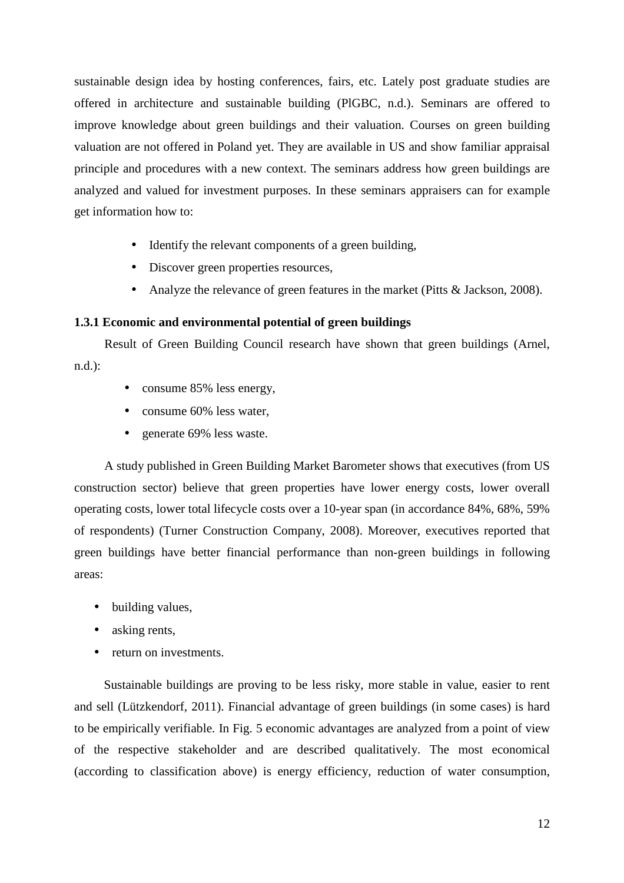sustainable design idea by hosting conferences, fairs, etc. Lately post graduate studies are offered in architecture and sustainable building (PlGBC, n.d.). Seminars are offered to improve knowledge about green buildings and their valuation. Courses on green building valuation are not offered in Poland yet. They are available in US and show familiar appraisal principle and procedures with a new context. The seminars address how green buildings are analyzed and valued for investment purposes. In these seminars appraisers can for example get information how to:

- Identify the relevant components of a green building,
- Discover green properties resources,
- Analyze the relevance of green features in the market (Pitts & Jackson, 2008).

### 1.3.1 Economic and environmental potential of green buildings

Result of Green Building Council research have shown that green buildings (Arnel, n.d.):

- consume 85% less energy,
- consume 60% less water,
- generate 69% less waste.

A study published in Green Building Market Barometer shows that executives (from US construction sector) believe that green properties have lower energy costs, lower overall operating costs, lower total lifecycle costs over a 10-year span (in accordance 84%, 68%, 59% of respondents) (Turner Construction Company, 2008). Moreover, executives reported that green buildings have better financial performance than non-green buildings in following areas:

- building values,
- asking rents,
- return on investments.

Sustainable buildings are proving to be less risky, more stable in value, easier to rent and sell (Lützkendorf, 2011). Financial advantage of green buildings (in some cases) is hard to be empirically verifiable. In Fig. 5 economic advantages are analyzed from a point of view of the respective stakeholder and are described qualitatively. The most economical (according to classification above) is energy efficiency, reduction of water consumption,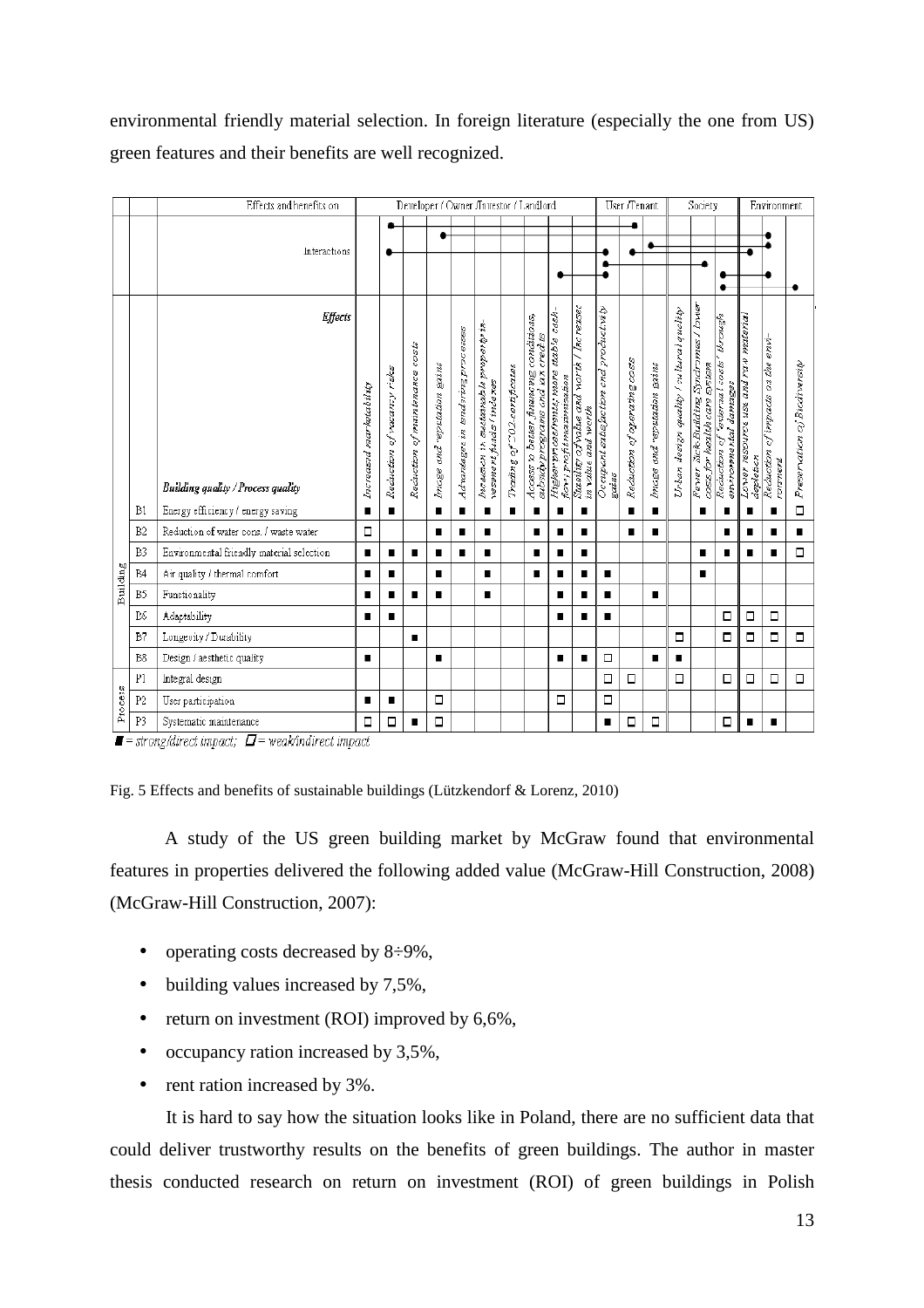environmental friendly material selection. In foreign literature (especially the one from US) green features and their benefits are well recognized.

| | | Effects and benefits on | Developer / Owner / Investor / Landlord | | | | | | | | | | User /Tenant | | | Society | | | Environment | | |
|---|---|---|---|---|---|---|---|---|---|---|---|---|---|---|---|---|---|---|---|---|---|
| | | *Building quality / Process quality* | *Increased marketability* | *Reduction of vacancy risks* | *Reduction of maintenance costs* | *Image and reputation gains* | *Advantages in tendering processes* | *Inclusion in sustainable property investment funds / indexes* | *Trading of CO2-certificates* | *Access to better financing conditions, subsidy programs and tax credits* | *Higher investments; more stable cash-flow; profit maximization* | *Stability of value and worth / Increase in value and worth* | *Occupant satisfaction and productivity gains* | *Reduction of operating costs* | *Image and reputation gains* | *Urban design quality / cultural quality* | *Fewer Sick-Building Syndromes / lower costs for health care system* | *Reduction of "external costs" through environmental damages* | *Lower resource use and raw material depletion* | *Reduction of impacts on the environment* | *Preservation of Biodiversity* |
| Building | B1 | Energy efficiency / energy saving | ■ | ■ | | ■ | ■ | ■ | ■ | ■ | ■ | ■ | | ■ | ■ | | ■ | ■ | ■ | ■ | □ |
| | B2 | Reduction of water cons. / waste water | □ | | | ■ | ■ | ■ | | ■ | ■ | ■ | | ■ | ■ | | | ■ | ■ | ■ | ■ |
| | B3 | Environmental friendly material selection | ■ | ■ | ■ | ■ | ■ | ■ | | ■ | ■ | ■ | | | | | ■ | ■ | ■ | ■ | □ |
| | B4 | Air quality / thermal comfort | ■ | ■ | | ■ | | ■ | | ■ | ■ | ■ | ■ | | | | ■ | | | | |
| | B5 | Functionality | ■ | ■ | ■ | ■ | | ■ | | | ■ | ■ | ■ | | ■ | | | | | | |
| | B6 | Adaptability | ■ | ■ | | | | | | | ■ | ■ | ■ | | | | | □ | □ | □ | |
| | B7 | Longevity / Durability | | | ■ | | | | | | | | | | | □ | | □ | □ | □ | □ |
| | B8 | Design / aesthetic quality | ■ | | | ■ | | | | | ■ | ■ | □ | | ■ | ■ | | | | | |
| Process | P1 | Integral design | | | | | | | | | | | □ | □ | | □ | | □ | □ | □ | □ |
| | P2 | User participation | ■ | ■ | | □ | | | | | □ | | □ | | | | | | | | |
| | P3 | Systematic maintenance | □ | □ | ■ | □ | | | | | | | ■ | □ | □ | | | □ | ■ | ■ | |

■ = strong/direct impact; □ = weak/indirect impact

Fig. 5 Effects and benefits of sustainable buildings (Lützkendorf & Lorenz, 2010)

A study of the US green building market by McGraw found that environmental features in properties delivered the following added value (McGraw-Hill Construction, 2008) (McGraw-Hill Construction, 2007):

- operating costs decreased by 8÷9%,
- building values increased by 7,5%,
- return on investment (ROI) improved by 6,6%,
- occupancy ration increased by 3,5%,
- rent ration increased by 3%.

It is hard to say how the situation looks like in Poland, there are no sufficient data that could deliver trustworthy results on the benefits of green buildings. The author in master thesis conducted research on return on investment (ROI) of green buildings in Polish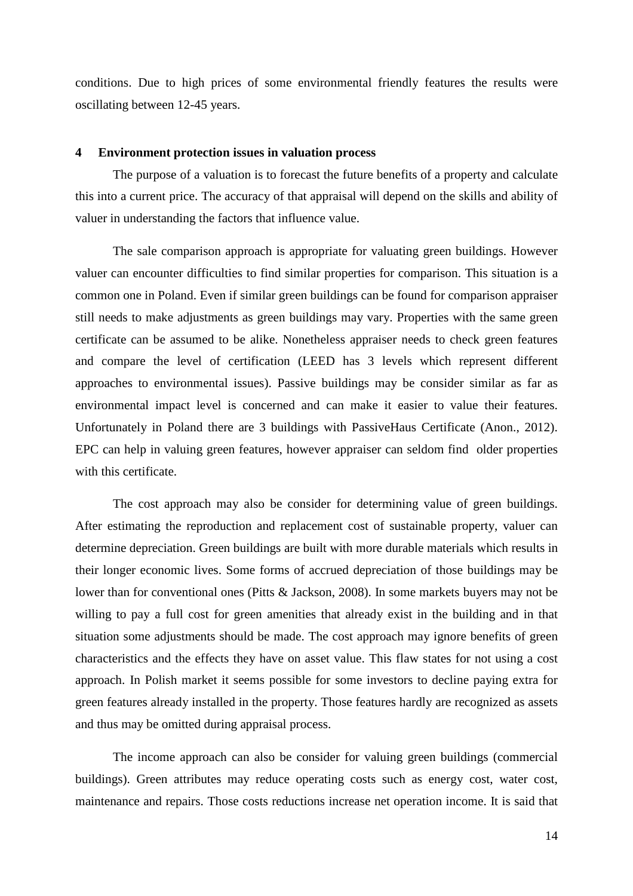conditions. Due to high prices of some environmental friendly features the results were oscillating between 12-45 years.

## 4 Environment protection issues in valuation process

The purpose of a valuation is to forecast the future benefits of a property and calculate this into a current price. The accuracy of that appraisal will depend on the skills and ability of valuer in understanding the factors that influence value.

The sale comparison approach is appropriate for valuating green buildings. However valuer can encounter difficulties to find similar properties for comparison. This situation is a common one in Poland. Even if similar green buildings can be found for comparison appraiser still needs to make adjustments as green buildings may vary. Properties with the same green certificate can be assumed to be alike. Nonetheless appraiser needs to check green features and compare the level of certification (LEED has 3 levels which represent different approaches to environmental issues). Passive buildings may be consider similar as far as environmental impact level is concerned and can make it easier to value their features. Unfortunately in Poland there are 3 buildings with PassiveHaus Certificate (Anon., 2012). EPC can help in valuing green features, however appraiser can seldom find older properties with this certificate.

The cost approach may also be consider for determining value of green buildings. After estimating the reproduction and replacement cost of sustainable property, valuer can determine depreciation. Green buildings are built with more durable materials which results in their longer economic lives. Some forms of accrued depreciation of those buildings may be lower than for conventional ones (Pitts & Jackson, 2008). In some markets buyers may not be willing to pay a full cost for green amenities that already exist in the building and in that situation some adjustments should be made. The cost approach may ignore benefits of green characteristics and the effects they have on asset value. This flaw states for not using a cost approach. In Polish market it seems possible for some investors to decline paying extra for green features already installed in the property. Those features hardly are recognized as assets and thus may be omitted during appraisal process.

The income approach can also be consider for valuing green buildings (commercial buildings). Green attributes may reduce operating costs such as energy cost, water cost, maintenance and repairs. Those costs reductions increase net operation income. It is said that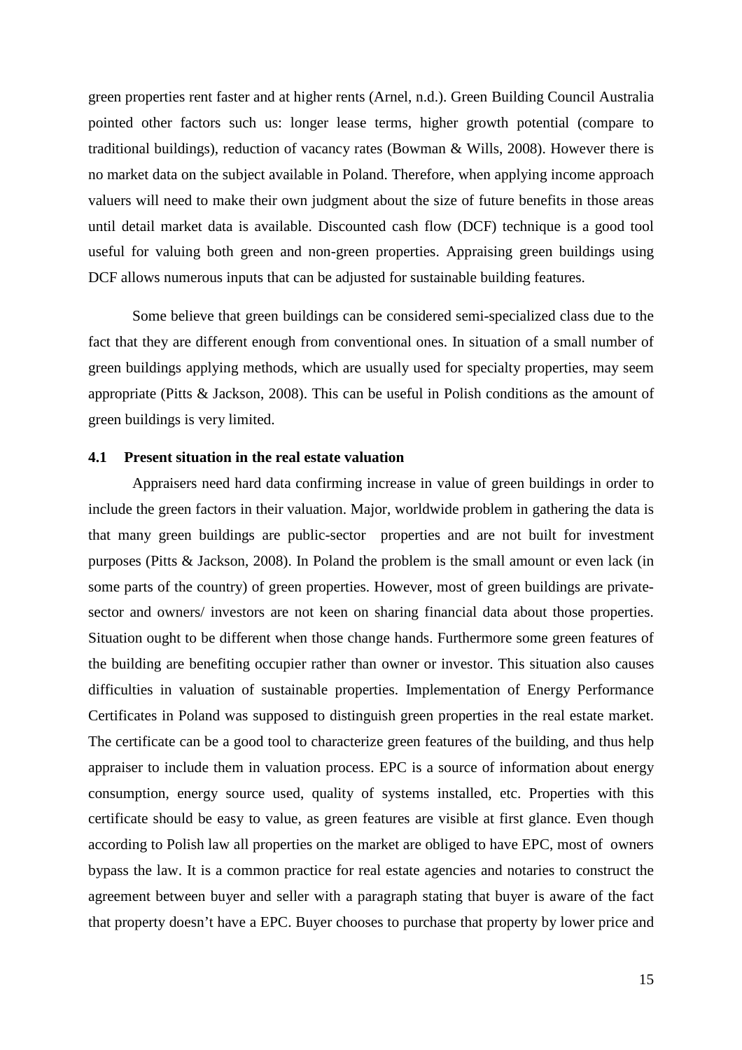green properties rent faster and at higher rents (Arnel, n.d.). Green Building Council Australia pointed other factors such us: longer lease terms, higher growth potential (compare to traditional buildings), reduction of vacancy rates (Bowman & Wills, 2008). However there is no market data on the subject available in Poland. Therefore, when applying income approach valuers will need to make their own judgment about the size of future benefits in those areas until detail market data is available. Discounted cash flow (DCF) technique is a good tool useful for valuing both green and non-green properties. Appraising green buildings using DCF allows numerous inputs that can be adjusted for sustainable building features.

Some believe that green buildings can be considered semi-specialized class due to the fact that they are different enough from conventional ones. In situation of a small number of green buildings applying methods, which are usually used for specialty properties, may seem appropriate (Pitts & Jackson, 2008). This can be useful in Polish conditions as the amount of green buildings is very limited.

### 4.1 Present situation in the real estate valuation

Appraisers need hard data confirming increase in value of green buildings in order to include the green factors in their valuation. Major, worldwide problem in gathering the data is that many green buildings are public-sector properties and are not built for investment purposes (Pitts & Jackson, 2008). In Poland the problem is the small amount or even lack (in some parts of the country) of green properties. However, most of green buildings are private-sector and owners/ investors are not keen on sharing financial data about those properties. Situation ought to be different when those change hands. Furthermore some green features of the building are benefiting occupier rather than owner or investor. This situation also causes difficulties in valuation of sustainable properties. Implementation of Energy Performance Certificates in Poland was supposed to distinguish green properties in the real estate market. The certificate can be a good tool to characterize green features of the building, and thus help appraiser to include them in valuation process. EPC is a source of information about energy consumption, energy source used, quality of systems installed, etc. Properties with this certificate should be easy to value, as green features are visible at first glance. Even though according to Polish law all properties on the market are obliged to have EPC, most of owners bypass the law. It is a common practice for real estate agencies and notaries to construct the agreement between buyer and seller with a paragraph stating that buyer is aware of the fact that property doesn't have a EPC. Buyer chooses to purchase that property by lower price and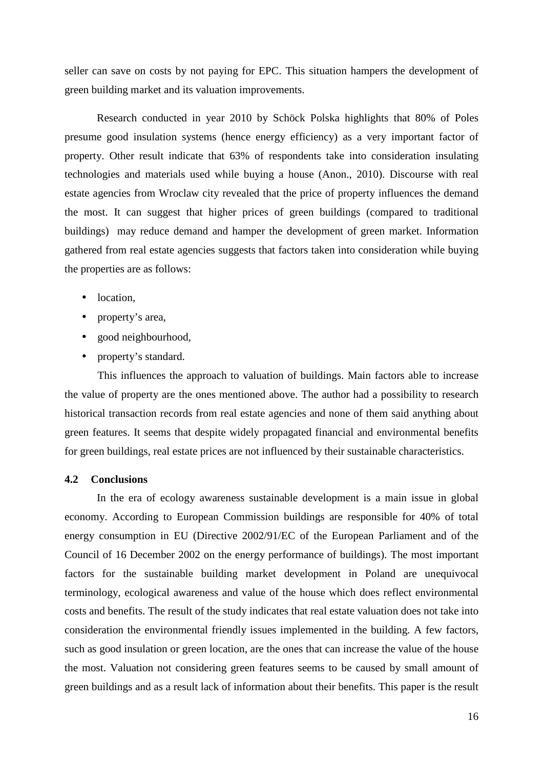seller can save on costs by not paying for EPC. This situation hampers the development of green building market and its valuation improvements.

Research conducted in year 2010 by Schöck Polska highlights that 80% of Poles presume good insulation systems (hence energy efficiency) as a very important factor of property. Other result indicate that 63% of respondents take into consideration insulating technologies and materials used while buying a house (Anon., 2010). Discourse with real estate agencies from Wroclaw city revealed that the price of property influences the demand the most. It can suggest that higher prices of green buildings (compared to traditional buildings) may reduce demand and hamper the development of green market. Information gathered from real estate agencies suggests that factors taken into consideration while buying the properties are as follows:

- location,
- property's area,
- good neighbourhood,
- property's standard.

This influences the approach to valuation of buildings. Main factors able to increase the value of property are the ones mentioned above. The author had a possibility to research historical transaction records from real estate agencies and none of them said anything about green features. It seems that despite widely propagated financial and environmental benefits for green buildings, real estate prices are not influenced by their sustainable characteristics.

### 4.2 Conclusions

In the era of ecology awareness sustainable development is a main issue in global economy. According to European Commission buildings are responsible for 40% of total energy consumption in EU (Directive 2002/91/EC of the European Parliament and of the Council of 16 December 2002 on the energy performance of buildings). The most important factors for the sustainable building market development in Poland are unequivocal terminology, ecological awareness and value of the house which does reflect environmental costs and benefits. The result of the study indicates that real estate valuation does not take into consideration the environmental friendly issues implemented in the building. A few factors, such as good insulation or green location, are the ones that can increase the value of the house the most. Valuation not considering green features seems to be caused by small amount of green buildings and as a result lack of information about their benefits. This paper is the result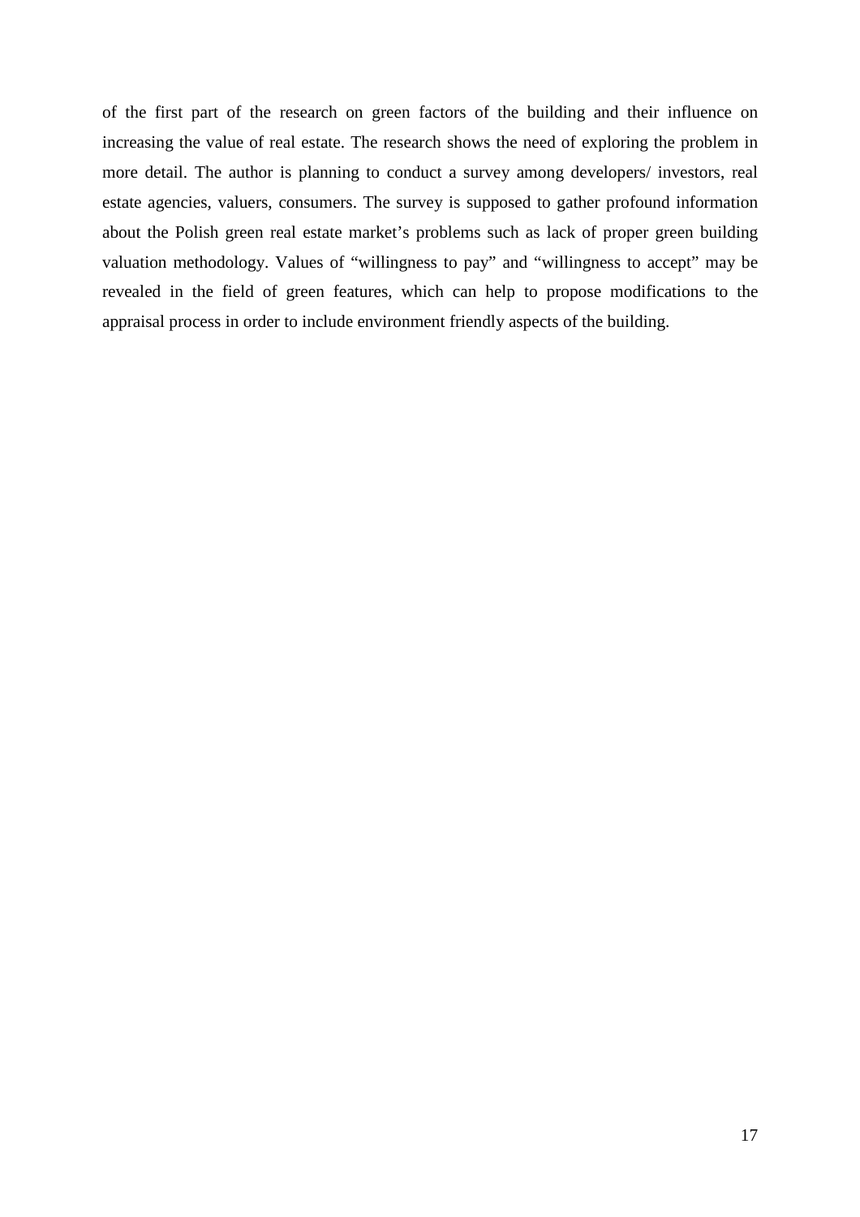of the first part of the research on green factors of the building and their influence on increasing the value of real estate. The research shows the need of exploring the problem in more detail. The author is planning to conduct a survey among developers/ investors, real estate agencies, valuers, consumers. The survey is supposed to gather profound information about the Polish green real estate market's problems such as lack of proper green building valuation methodology. Values of "willingness to pay" and "willingness to accept" may be revealed in the field of green features, which can help to propose modifications to the appraisal process in order to include environment friendly aspects of the building.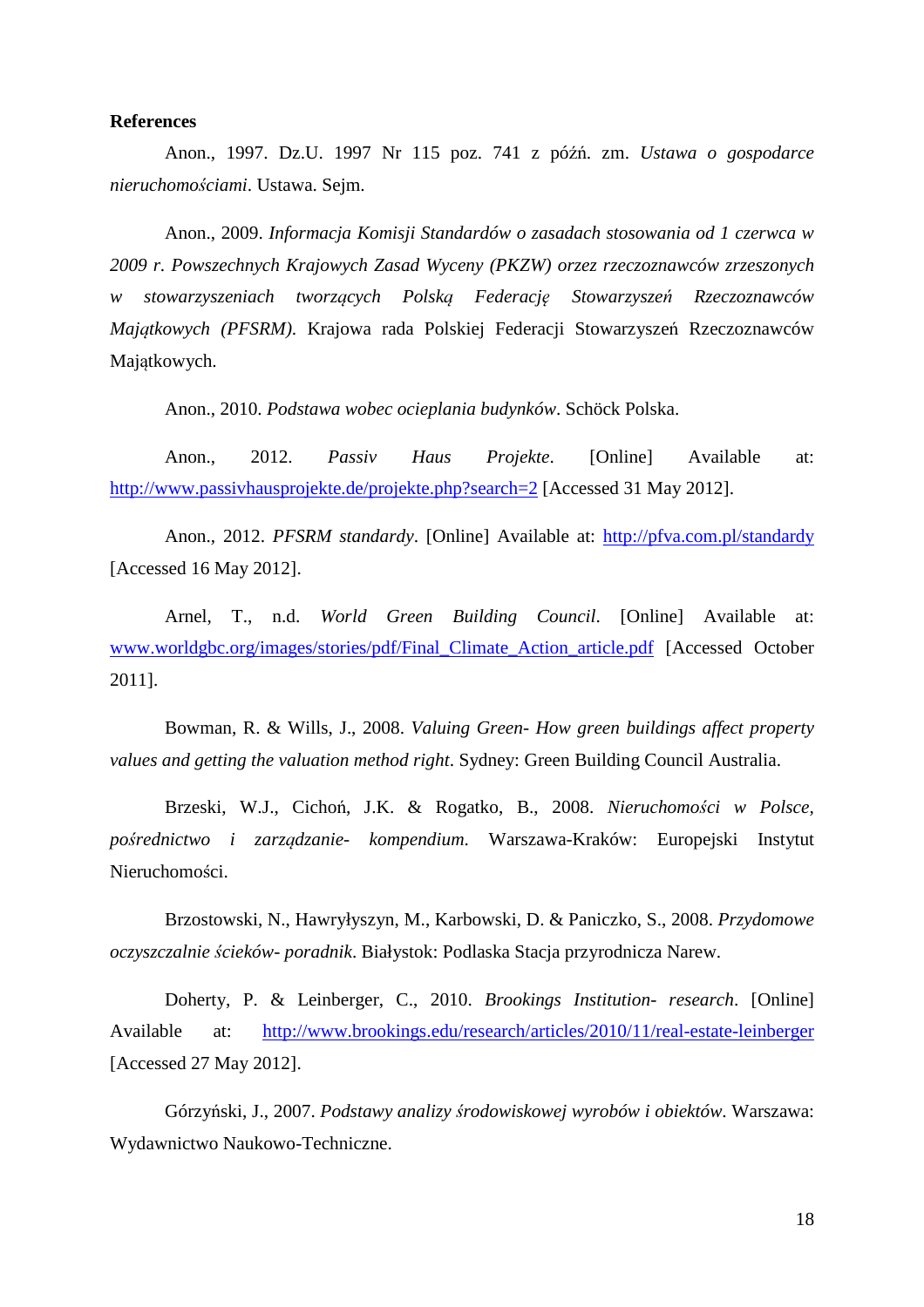**References**

Anon., 1997. Dz.U. 1997 Nr 115 poz. 741 z późń. zm. *Ustawa o gospodarce nieruchomościami*. Ustawa. Sejm.

Anon., 2009. *Informacja Komisji Standardów o zasadach stosowania od 1 czerwca w 2009 r. Powszechnych Krajowych Zasad Wyceny (PKZW) orzez rzeczoznawców zrzeszonych w stowarzyszeniach tworzących Polską Federację Stowarzyszeń Rzeczoznawców Majątkowych (PFSRM)*. Krajowa rada Polskiej Federacji Stowarzyszeń Rzeczoznawców Majątkowych.

Anon., 2010. *Podstawa wobec ocieplania budynków*. Schöck Polska.

Anon., 2012. *Passiv Haus Projekte*. [Online] Available at: http://www.passivhausprojekte.de/projekte.php?search=2 [Accessed 31 May 2012].

Anon., 2012. *PFSRM standardy*. [Online] Available at: http://pfva.com.pl/standardy [Accessed 16 May 2012].

Arnel, T., n.d. *World Green Building Council*. [Online] Available at: www.worldgbc.org/images/stories/pdf/Final_Climate_Action_article.pdf [Accessed October 2011].

Bowman, R. & Wills, J., 2008. *Valuing Green- How green buildings affect property values and getting the valuation method right*. Sydney: Green Building Council Australia.

Brzeski, W.J., Cichoń, J.K. & Rogatko, B., 2008. *Nieruchomości w Polsce, pośrednictwo i zarządzanie- kompendium*. Warszawa-Kraków: Europejski Instytut Nieruchomości.

Brzostowski, N., Hawryłyszyn, M., Karbowski, D. & Paniczko, S., 2008. *Przydomowe oczyszczalnie ścieków- poradnik*. Białystok: Podlaska Stacja przyrodnicza Narew.

Doherty, P. & Leinberger, C., 2010. *Brookings Institution- research*. [Online] Available at: http://www.brookings.edu/research/articles/2010/11/real-estate-leinberger [Accessed 27 May 2012].

Górzyński, J., 2007. *Podstawy analizy środowiskowej wyrobów i obiektów*. Warszawa: Wydawnictwo Naukowo-Techniczne.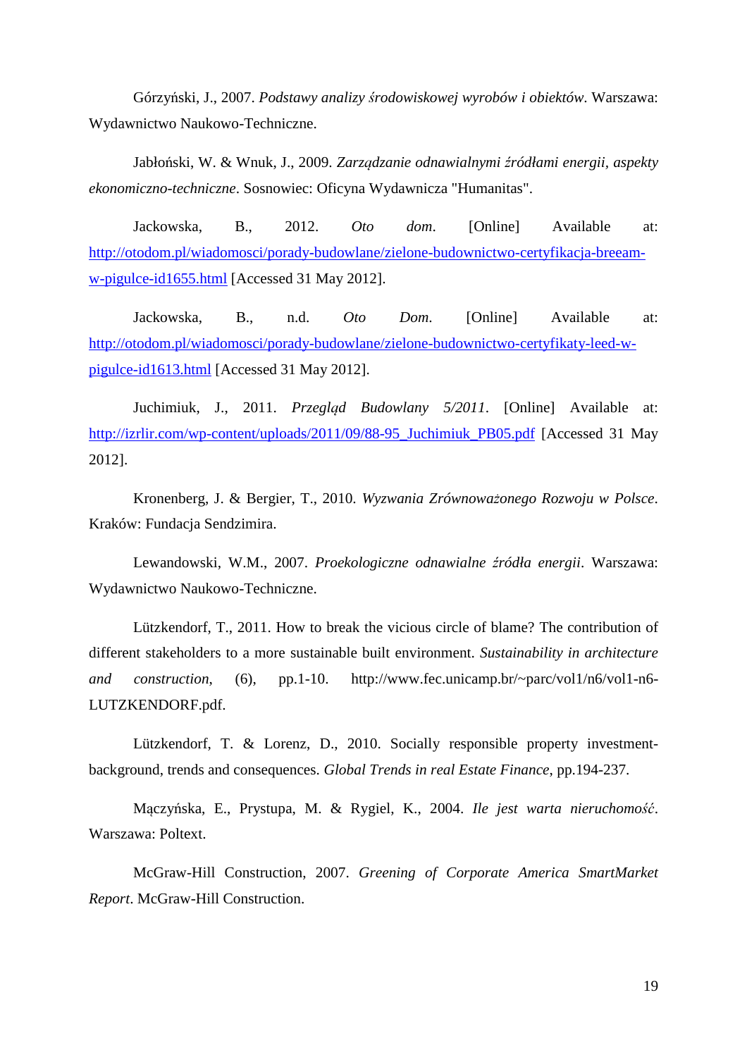Górzyński, J., 2007. *Podstawy analizy środowiskowej wyrobów i obiektów*. Warszawa: Wydawnictwo Naukowo-Techniczne.

Jabłoński, W. & Wnuk, J., 2009. *Zarządzanie odnawialnymi źródłami energii, aspekty ekonomiczno-techniczne*. Sosnowiec: Oficyna Wydawnicza "Humanitas".

Jackowska, B., 2012. *Oto dom*. [Online] Available at: [http://otodom.pl/wiadomosci/porady-budowlane/zielone-budownictwo-certyfikacja-breeam-w-pigulce-id1655.html](http://otodom.pl/wiadomosci/porady-budowlane/zielone-budownictwo-certyfikacja-breeam-w-pigulce-id1655.html) [Accessed 31 May 2012].

Jackowska, B., n.d. *Oto Dom*. [Online] Available at: [http://otodom.pl/wiadomosci/porady-budowlane/zielone-budownictwo-certyfikaty-leed-w-pigulce-id1613.html](http://otodom.pl/wiadomosci/porady-budowlane/zielone-budownictwo-certyfikaty-leed-w-pigulce-id1613.html) [Accessed 31 May 2012].

Juchimiuk, J., 2011. *Przegląd Budowlany 5/2011*. [Online] Available at: [http://izrlir.com/wp-content/uploads/2011/09/88-95_Juchimiuk_PB05.pdf](http://izrlir.com/wp-content/uploads/2011/09/88-95_Juchimiuk_PB05.pdf) [Accessed 31 May 2012].

Kronenberg, J. & Bergier, T., 2010. *Wyzwania Zrównoważonego Rozwoju w Polsce*. Kraków: Fundacja Sendzimira.

Lewandowski, W.M., 2007. *Proekologiczne odnawialne źródła energii*. Warszawa: Wydawnictwo Naukowo-Techniczne.

Lützkendorf, T., 2011. How to break the vicious circle of blame? The contribution of different stakeholders to a more sustainable built environment. *Sustainability in architecture and construction*, (6), pp.1-10. http://www.fec.unicamp.br/~parc/vol1/n6/vol1-n6-LUTZKENDORF.pdf.

Lützkendorf, T. & Lorenz, D., 2010. Socially responsible property investment-background, trends and consequences. *Global Trends in real Estate Finance*, pp.194-237.

Mączyńska, E., Prystupa, M. & Rygiel, K., 2004. *Ile jest warta nieruchomość*. Warszawa: Poltext.

McGraw-Hill Construction, 2007. *Greening of Corporate America SmartMarket Report*. McGraw-Hill Construction.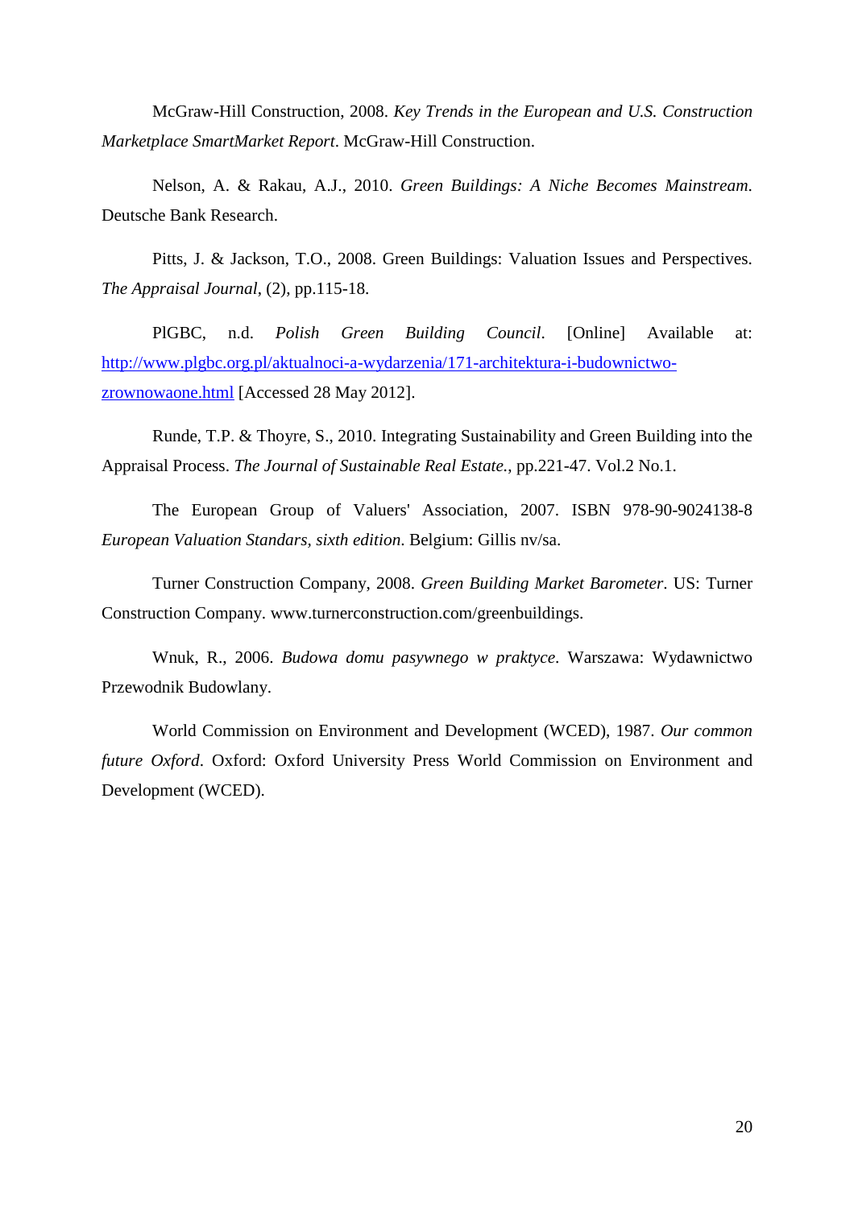McGraw-Hill Construction, 2008. *Key Trends in the European and U.S. Construction Marketplace SmartMarket Report*. McGraw-Hill Construction.

Nelson, A. & Rakau, A.J., 2010. *Green Buildings: A Niche Becomes Mainstream*. Deutsche Bank Research.

Pitts, J. & Jackson, T.O., 2008. Green Buildings: Valuation Issues and Perspectives. *The Appraisal Journal*, (2), pp.115-18.

PlGBC, n.d. *Polish Green Building Council*. [Online] Available at: [http://www.plgbc.org.pl/aktualnoci-a-wydarzenia/171-architektura-i-budownictwo-zrownowaone.html](http://www.plgbc.org.pl/aktualnoci-a-wydarzenia/171-architektura-i-budownictwo-zrownowaone.html) [Accessed 28 May 2012].

Runde, T.P. & Thoyre, S., 2010. Integrating Sustainability and Green Building into the Appraisal Process. *The Journal of Sustainable Real Estate.*, pp.221-47. Vol.2 No.1.

The European Group of Valuers' Association, 2007. ISBN 978-90-9024138-8 *European Valuation Standars, sixth edition*. Belgium: Gillis nv/sa.

Turner Construction Company, 2008. *Green Building Market Barometer*. US: Turner Construction Company. www.turnerconstruction.com/greenbuildings.

Wnuk, R., 2006. *Budowa domu pasywnego w praktyce*. Warszawa: Wydawnictwo Przewodnik Budowlany.

World Commission on Environment and Development (WCED), 1987. *Our common future Oxford*. Oxford: Oxford University Press World Commission on Environment and Development (WCED).